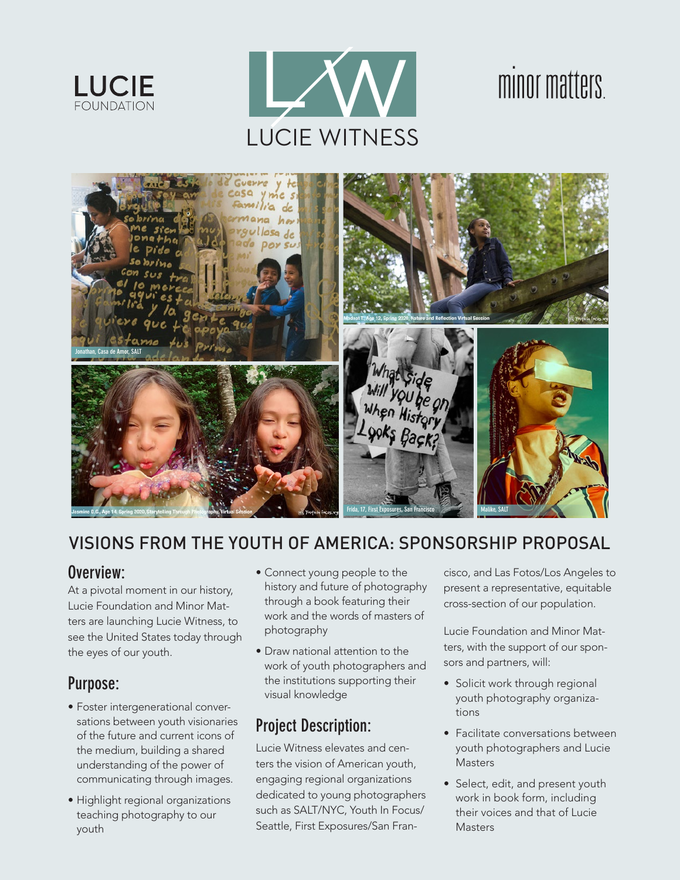LUCIE FOUNDATION

LUCIE WITNESS

minor matters.

Jonathan, Casa de Amor, SALT

Madeat T., Age 12, Spring 2020, Nature and Reflection Virtual Session

Jasmine D.G., Age 14, Spring 2020, Storytelling Through Photography, Virtual Session

Frida, 17, First Exposures, San Francisco

Malike, SALT

# VISIONS FROM THE YOUTH OF AMERICA: SPONSORSHIP PROPOSAL

## Overview:

At a pivotal moment in our history, Lucie Foundation and Minor Matters are launching Lucie Witness, to see the United States today through the eyes of our youth.

## Purpose:

- Foster intergenerational conversations between youth visionaries of the future and current icons of the medium, building a shared understanding of the power of communicating through images.
- Highlight regional organizations teaching photography to our youth
- Connect young people to the history and future of photography through a book featuring their work and the words of masters of photography
- Draw national attention to the work of youth photographers and the institutions supporting their visual knowledge

## Project Description:

Lucie Witness elevates and centers the vision of American youth, engaging regional organizations dedicated to young photographers such as SALT/NYC, Youth In Focus/Seattle, First Exposures/San Francisco, and Las Fotos/Los Angeles to present a representative, equitable cross-section of our population.

Lucie Foundation and Minor Matters, with the support of our sponsors and partners, will:

- Solicit work through regional youth photography organizations
- Facilitate conversations between youth photographers and Lucie Masters
- Select, edit, and present youth work in book form, including their voices and that of Lucie Masters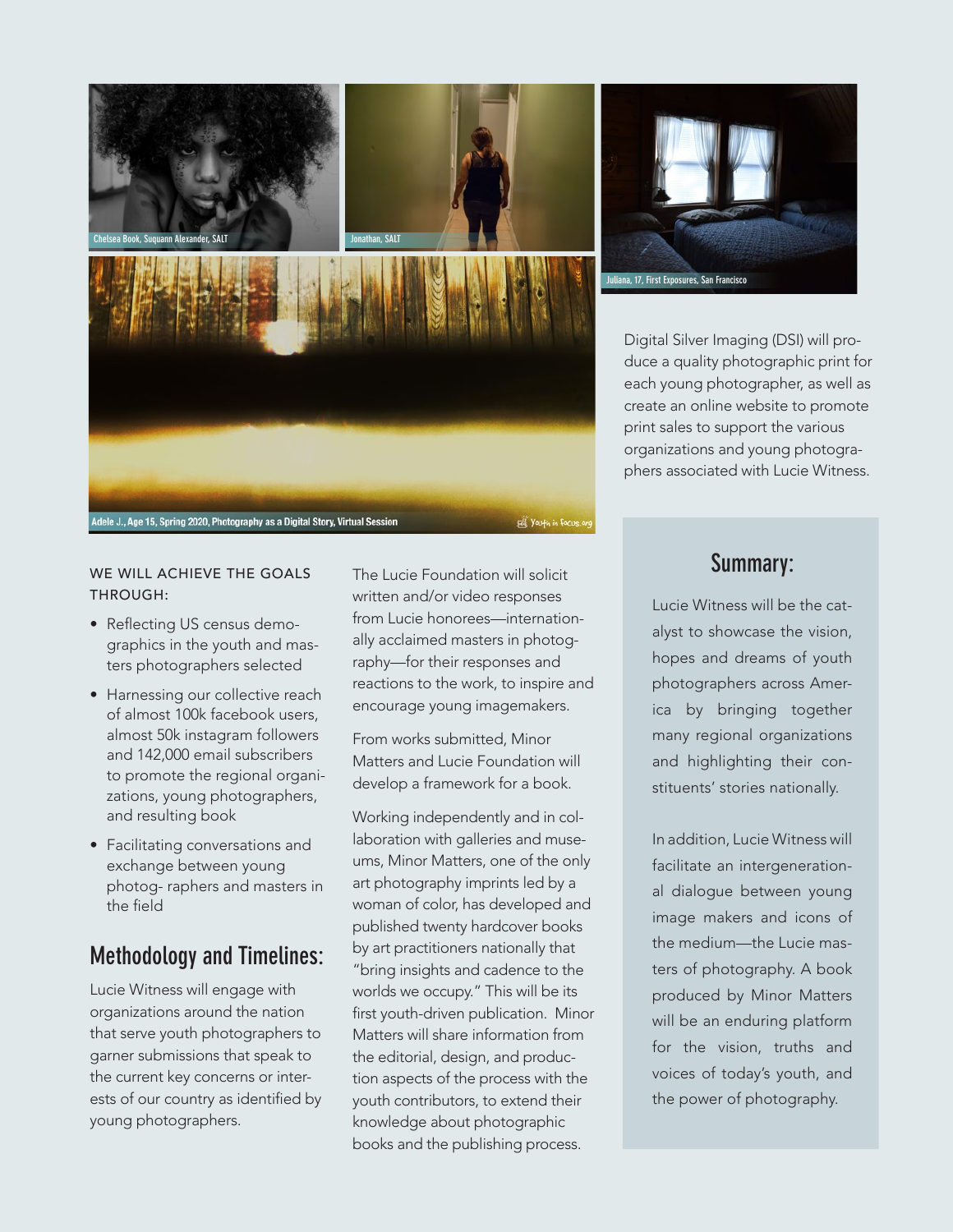Chelsea Book, Suquann Alexander, SALT

Jonathan, SALT

Juliana, 17, First Exposures, San Francisco

Adele J., Age 15, Spring 2020, Photography as a Digital Story, Virtual Session

Digital Silver Imaging (DSI) will produce a quality photographic print for each young photographer, as well as create an online website to promote print sales to support the various organizations and young photographers associated with Lucie Witness.

WE WILL ACHIEVE THE GOALS THROUGH:

- Reflecting US census demographics in the youth and masters photographers selected
- Harnessing our collective reach of almost 100k facebook users, almost 50k instagram followers and 142,000 email subscribers to promote the regional organizations, young photographers, and resulting book
- Facilitating conversations and exchange between young photog- raphers and masters in the field

## Methodology and Timelines:

Lucie Witness will engage with organizations around the nation that serve youth photographers to garner submissions that speak to the current key concerns or interests of our country as identified by young photographers.

The Lucie Foundation will solicit written and/or video responses from Lucie honorees—internationally acclaimed masters in photography—for their responses and reactions to the work, to inspire and encourage young imagemakers.

From works submitted, Minor Matters and Lucie Foundation will develop a framework for a book.

Working independently and in collaboration with galleries and museums, Minor Matters, one of the only art photography imprints led by a woman of color, has developed and published twenty hardcover books by art practitioners nationally that "bring insights and cadence to the worlds we occupy." This will be its first youth-driven publication. Minor Matters will share information from the editorial, design, and production aspects of the process with the youth contributors, to extend their knowledge about photographic books and the publishing process.

## Summary:

Lucie Witness will be the catalyst to showcase the vision, hopes and dreams of youth photographers across America by bringing together many regional organizations and highlighting their constituents' stories nationally.

In addition, Lucie Witness will facilitate an intergenerational dialogue between young image makers and icons of the medium—the Lucie masters of photography. A book produced by Minor Matters will be an enduring platform for the vision, truths and voices of today's youth, and the power of photography.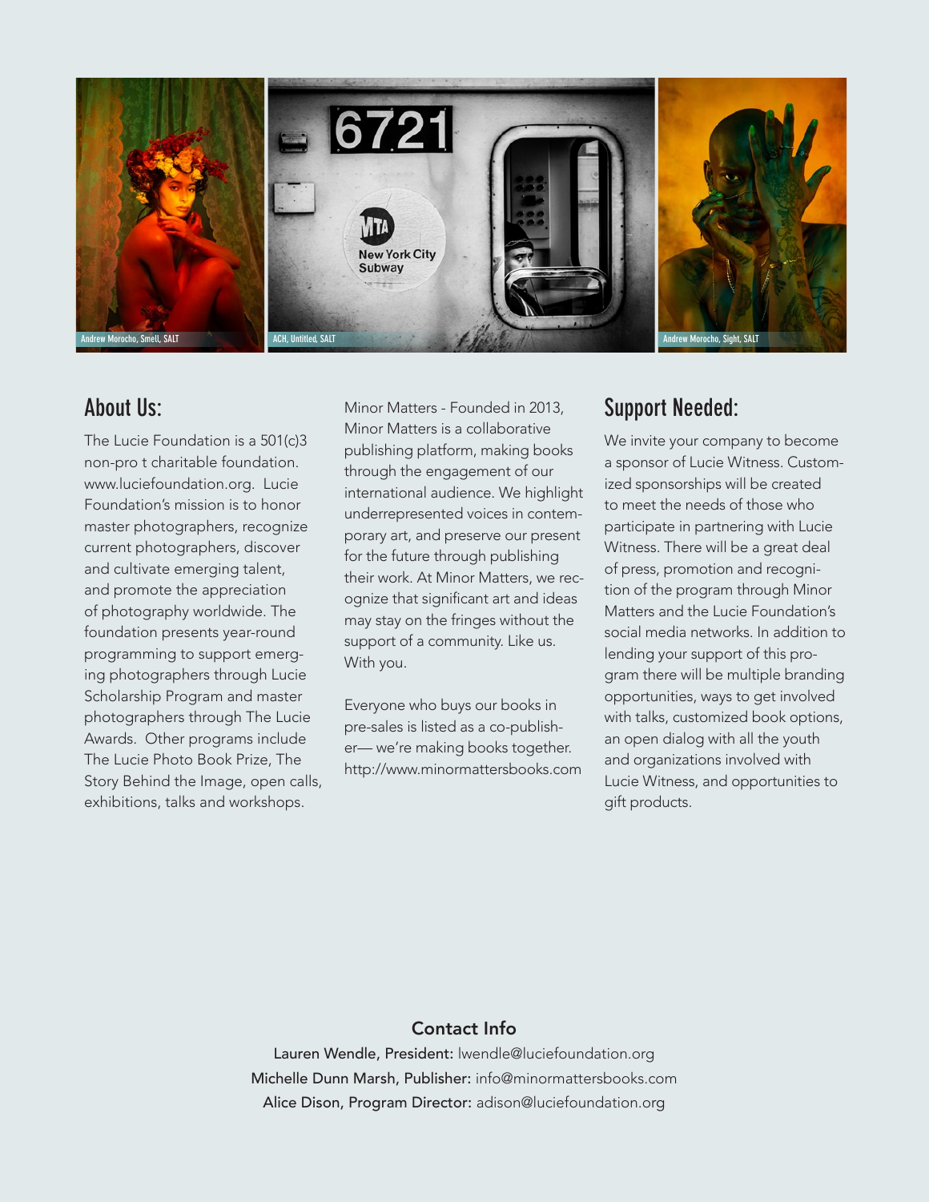Andrew Morocho, Smell, SALT

ACH, Untitled, SALT

Andrew Morocho, Sight, SALT

## About Us:

The Lucie Foundation is a 501(c)3 non-pro t charitable foundation. www.luciefoundation.org. Lucie Foundation's mission is to honor master photographers, recognize current photographers, discover and cultivate emerging talent, and promote the appreciation of photography worldwide. The foundation presents year-round programming to support emerging photographers through Lucie Scholarship Program and master photographers through The Lucie Awards. Other programs include The Lucie Photo Book Prize, The Story Behind the Image, open calls, exhibitions, talks and workshops.

Minor Matters - Founded in 2013, Minor Matters is a collaborative publishing platform, making books through the engagement of our international audience. We highlight underrepresented voices in contemporary art, and preserve our present for the future through publishing their work. At Minor Matters, we recognize that significant art and ideas may stay on the fringes without the support of a community. Like us. With you.

Everyone who buys our books in pre-sales is listed as a co-publisher— we're making books together. http://www.minormattersbooks.com

## Support Needed:

We invite your company to become a sponsor of Lucie Witness. Customized sponsorships will be created to meet the needs of those who participate in partnering with Lucie Witness. There will be a great deal of press, promotion and recognition of the program through Minor Matters and the Lucie Foundation's social media networks. In addition to lending your support of this program there will be multiple branding opportunities, ways to get involved with talks, customized book options, an open dialog with all the youth and organizations involved with Lucie Witness, and opportunities to gift products.

**Contact Info**

**Lauren Wendle, President:** lwendle@luciefoundation.org
**Michelle Dunn Marsh, Publisher:** info@minormattersbooks.com
**Alice Dison, Program Director:** adison@luciefoundation.org